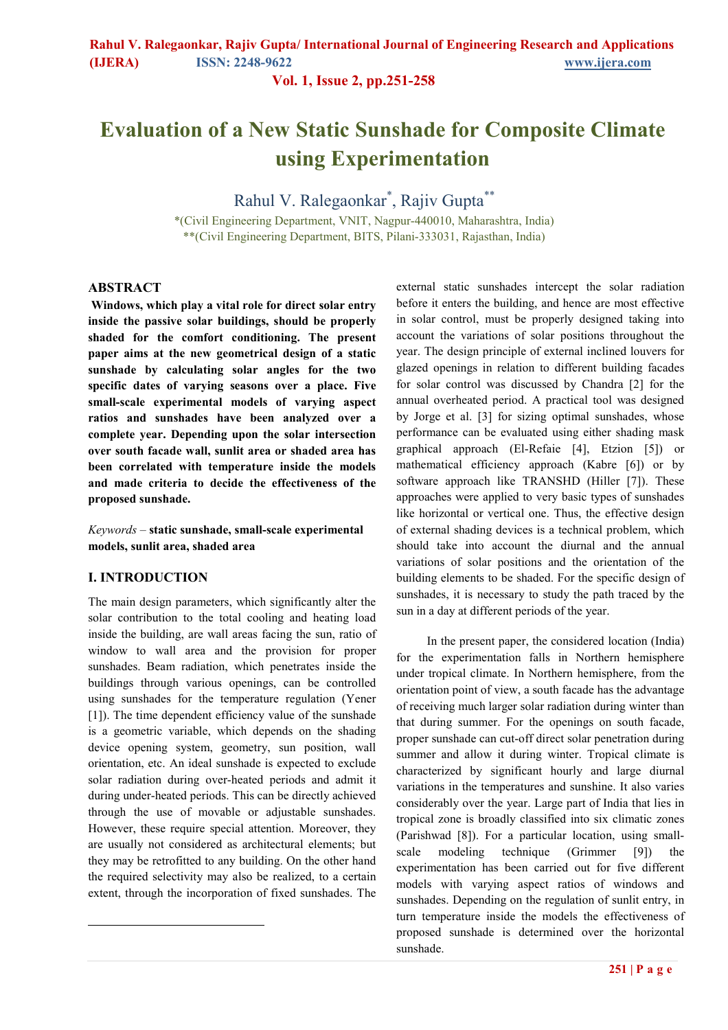# Evaluation of a New Static Sunshade for Composite Climate using Experimentation

Rahul V. Ralegaonkar*, Rajiv Gupta**

*(Civil Engineering Department, VNIT, Nagpur-440010, Maharashtra, India)
**(Civil Engineering Department, BITS, Pilani-333031, Rajasthan, India)

## ABSTRACT

**Windows, which play a vital role for direct solar entry inside the passive solar buildings, should be properly shaded for the comfort conditioning. The present paper aims at the new geometrical design of a static sunshade by calculating solar angles for the two specific dates of varying seasons over a place. Five small-scale experimental models of varying aspect ratios and sunshades have been analyzed over a complete year. Depending upon the solar intersection over south facade wall, sunlit area or shaded area has been correlated with temperature inside the models and made criteria to decide the effectiveness of the proposed sunshade.**

*Keywords* – **static sunshade, small-scale experimental models, sunlit area, shaded area**

## I. INTRODUCTION

The main design parameters, which significantly alter the solar contribution to the total cooling and heating load inside the building, are wall areas facing the sun, ratio of window to wall area and the provision for proper sunshades. Beam radiation, which penetrates inside the buildings through various openings, can be controlled using sunshades for the temperature regulation (Yener [1]). The time dependent efficiency value of the sunshade is a geometric variable, which depends on the shading device opening system, geometry, sun position, wall orientation, etc. An ideal sunshade is expected to exclude solar radiation during over-heated periods and admit it during under-heated periods. This can be directly achieved through the use of movable or adjustable sunshades. However, these require special attention. Moreover, they are usually not considered as architectural elements; but they may be retrofitted to any building. On the other hand the required selectivity may also be realized, to a certain extent, through the incorporation of fixed sunshades. The external static sunshades intercept the solar radiation before it enters the building, and hence are most effective in solar control, must be properly designed taking into account the variations of solar positions throughout the year. The design principle of external inclined louvers for glazed openings in relation to different building facades for solar control was discussed by Chandra [2] for the annual overheated period. A practical tool was designed by Jorge et al. [3] for sizing optimal sunshades, whose performance can be evaluated using either shading mask graphical approach (El-Refaie [4], Etzion [5]) or mathematical efficiency approach (Kabre [6]) or by software approach like TRANSHD (Hiller [7]). These approaches were applied to very basic types of sunshades like horizontal or vertical one. Thus, the effective design of external shading devices is a technical problem, which should take into account the diurnal and the annual variations of solar positions and the orientation of the building elements to be shaded. For the specific design of sunshades, it is necessary to study the path traced by the sun in a day at different periods of the year.

In the present paper, the considered location (India) for the experimentation falls in Northern hemisphere under tropical climate. In Northern hemisphere, from the orientation point of view, a south facade has the advantage of receiving much larger solar radiation during winter than that during summer. For the openings on south facade, proper sunshade can cut-off direct solar penetration during summer and allow it during winter. Tropical climate is characterized by significant hourly and large diurnal variations in the temperatures and sunshine. It also varies considerably over the year. Large part of India that lies in tropical zone is broadly classified into six climatic zones (Parishwad [8]). For a particular location, using small-scale modeling technique (Grimmer [9]) the experimentation has been carried out for five different models with varying aspect ratios of windows and sunshades. Depending on the regulation of sunlit entry, in turn temperature inside the models the effectiveness of proposed sunshade is determined over the horizontal sunshade.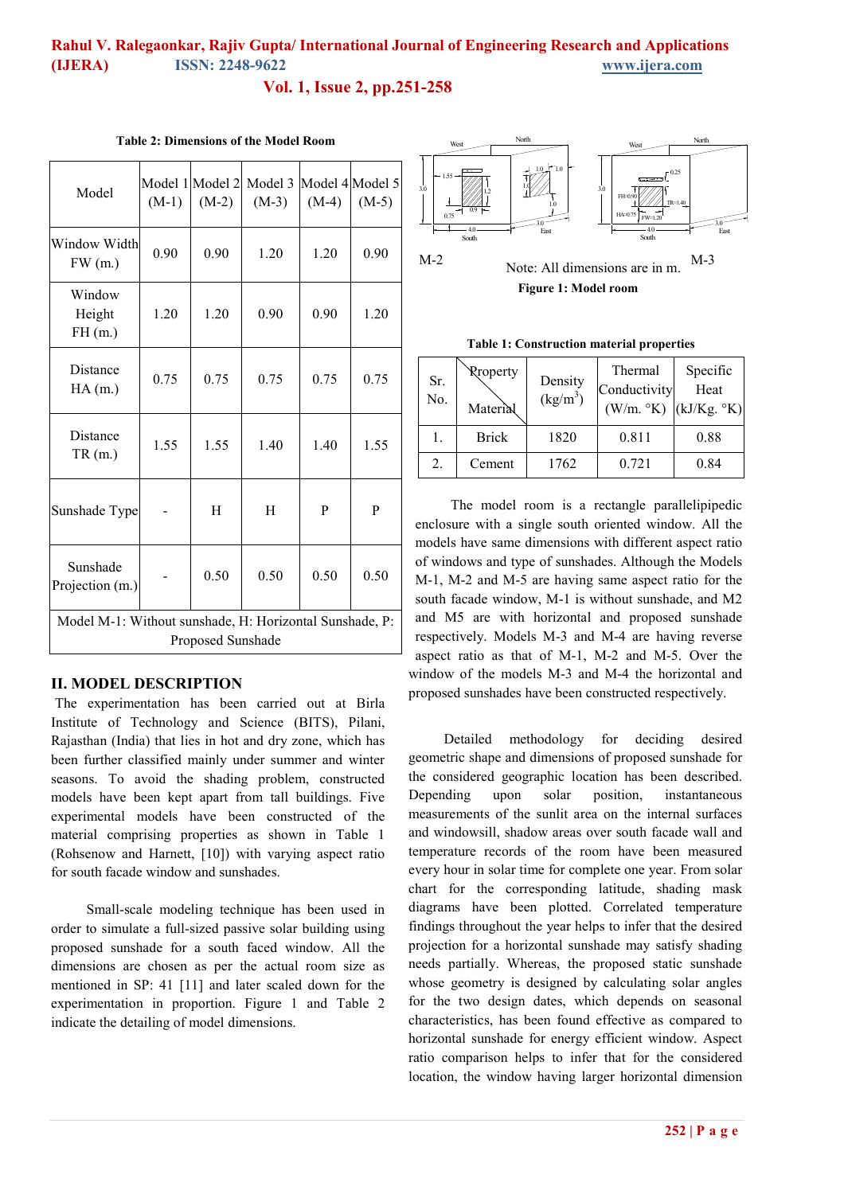**Table 2: Dimensions of the Model Room**

| Model | Model 1 (M-1) | Model 2 (M-2) | Model 3 (M-3) | Model 4 (M-4) | Model 5 (M-5) |
|---|---|---|---|---|---|
| Window Width FW (m.) | 0.90 | 0.90 | 1.20 | 1.20 | 0.90 |
| Window Height FH (m.) | 1.20 | 1.20 | 0.90 | 0.90 | 1.20 |
| Distance HA (m.) | 0.75 | 0.75 | 0.75 | 0.75 | 0.75 |
| Distance TR (m.) | 1.55 | 1.55 | 1.40 | 1.40 | 1.55 |
| Sunshade Type | - | H | H | P | P |
| Sunshade Projection (m.) | - | 0.50 | 0.50 | 0.50 | 0.50 |

Model M-1: Without sunshade, H: Horizontal Sunshade, P: Proposed Sunshade

## II. MODEL DESCRIPTION

The experimentation has been carried out at Birla Institute of Technology and Science (BITS), Pilani, Rajasthan (India) that lies in hot and dry zone, which has been further classified mainly under summer and winter seasons. To avoid the shading problem, constructed models have been kept apart from tall buildings. Five experimental models have been constructed of the material comprising properties as shown in Table 1 (Rohsenow and Harnett, [10]) with varying aspect ratio for south facade window and sunshades.

Small-scale modeling technique has been used in order to simulate a full-sized passive solar building using proposed sunshade for a south faced window. All the dimensions are chosen as per the actual room size as mentioned in SP: 41 [11] and later scaled down for the experimentation in proportion. Figure 1 and Table 2 indicate the detailing of model dimensions.

M-2 Note: All dimensions are in m. M-3

**Figure 1: Model room**

**Table 1: Construction material properties**

| Sr. No. | Property / Material | Density (kg/m$^3$) | Thermal Conductivity (W/m. °K) | Specific Heat (kJ/Kg. °K) |
|---|---|---|---|---|
| 1. | Brick | 1820 | 0.811 | 0.88 |
| 2. | Cement | 1762 | 0.721 | 0.84 |

The model room is a rectangle parallelipipedic enclosure with a single south oriented window. All the models have same dimensions with different aspect ratio of windows and type of sunshades. Although the Models M-1, M-2 and M-5 are having same aspect ratio for the south facade window, M-1 is without sunshade, and M2 and M5 are with horizontal and proposed sunshade respectively. Models M-3 and M-4 are having reverse aspect ratio as that of M-1, M-2 and M-5. Over the window of the models M-3 and M-4 the horizontal and proposed sunshades have been constructed respectively.

Detailed methodology for deciding desired geometric shape and dimensions of proposed sunshade for the considered geographic location has been described. Depending upon solar position, instantaneous measurements of the sunlit area on the internal surfaces and windowsill, shadow areas over south facade wall and temperature records of the room have been measured every hour in solar time for complete one year. From solar chart for the corresponding latitude, shading mask diagrams have been plotted. Correlated temperature findings throughout the year helps to infer that the desired projection for a horizontal sunshade may satisfy shading needs partially. Whereas, the proposed static sunshade whose geometry is designed by calculating solar angles for the two design dates, which depends on seasonal characteristics, has been found effective as compared to horizontal sunshade for energy efficient window. Aspect ratio comparison helps to infer that for the considered location, the window having larger horizontal dimension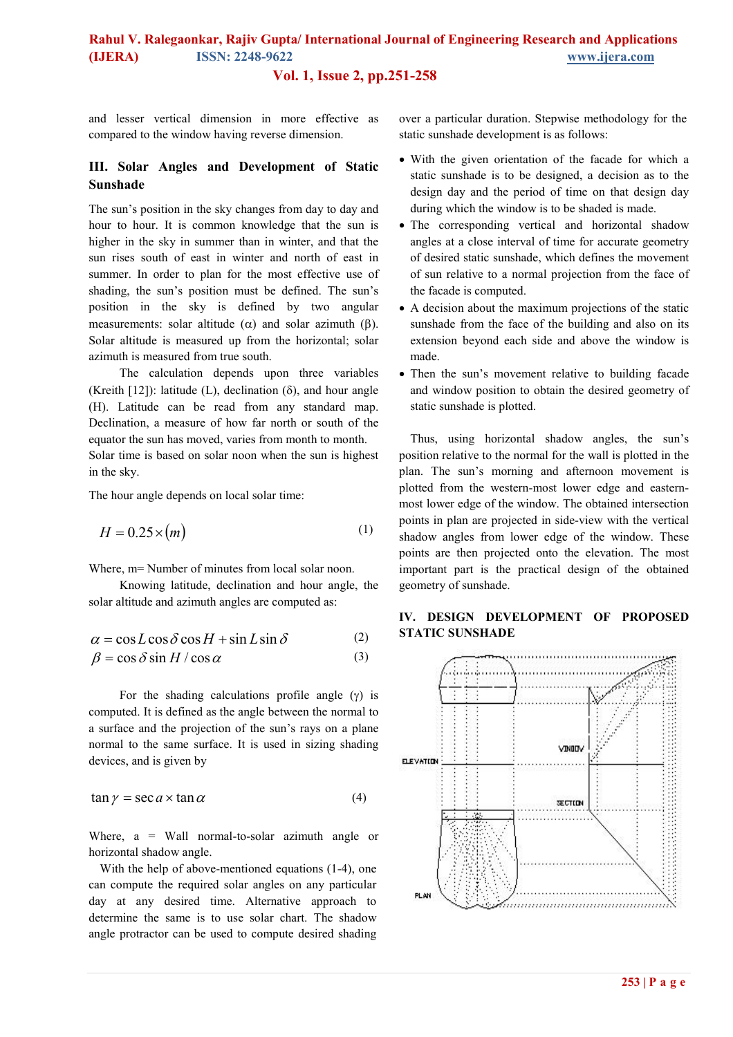and lesser vertical dimension in more effective as compared to the window having reverse dimension.

## III. Solar Angles and Development of Static Sunshade

The sun's position in the sky changes from day to day and hour to hour. It is common knowledge that the sun is higher in the sky in summer than in winter, and that the sun rises south of east in winter and north of east in summer. In order to plan for the most effective use of shading, the sun's position must be defined. The sun's position in the sky is defined by two angular measurements: solar altitude (α) and solar azimuth (β). Solar altitude is measured up from the horizontal; solar azimuth is measured from true south.

The calculation depends upon three variables (Kreith [12]): latitude (L), declination (δ), and hour angle (H). Latitude can be read from any standard map. Declination, a measure of how far north or south of the equator the sun has moved, varies from month to month. Solar time is based on solar noon when the sun is highest in the sky.

The hour angle depends on local solar time:

$$H = 0.25 \times (m) \tag{1}$$

Where, m= Number of minutes from local solar noon.

Knowing latitude, declination and hour angle, the solar altitude and azimuth angles are computed as:

$$\alpha = \cos L \cos \delta \cos H + \sin L \sin \delta \tag{2}$$

$$\beta = \cos \delta \sin H / \cos \alpha \tag{3}$$

For the shading calculations profile angle (γ) is computed. It is defined as the angle between the normal to a surface and the projection of the sun's rays on a plane normal to the same surface. It is used in sizing shading devices, and is given by

$$\tan \gamma = \sec a \times \tan \alpha \tag{4}$$

Where, a = Wall normal-to-solar azimuth angle or horizontal shadow angle.

With the help of above-mentioned equations (1-4), one can compute the required solar angles on any particular day at any desired time. Alternative approach to determine the same is to use solar chart. The shadow angle protractor can be used to compute desired shading over a particular duration. Stepwise methodology for the static sunshade development is as follows:

- With the given orientation of the facade for which a static sunshade is to be designed, a decision as to the design day and the period of time on that design day during which the window is to be shaded is made.
- The corresponding vertical and horizontal shadow angles at a close interval of time for accurate geometry of desired static sunshade, which defines the movement of sun relative to a normal projection from the face of the facade is computed.
- A decision about the maximum projections of the static sunshade from the face of the building and also on its extension beyond each side and above the window is made.
- Then the sun's movement relative to building facade and window position to obtain the desired geometry of static sunshade is plotted.

Thus, using horizontal shadow angles, the sun's position relative to the normal for the wall is plotted in the plan. The sun's morning and afternoon movement is plotted from the western-most lower edge and eastern-most lower edge of the window. The obtained intersection points in plan are projected in side-view with the vertical shadow angles from lower edge of the window. These points are then projected onto the elevation. The most important part is the practical design of the obtained geometry of sunshade.

## IV. DESIGN DEVELOPMENT OF PROPOSED STATIC SUNSHADE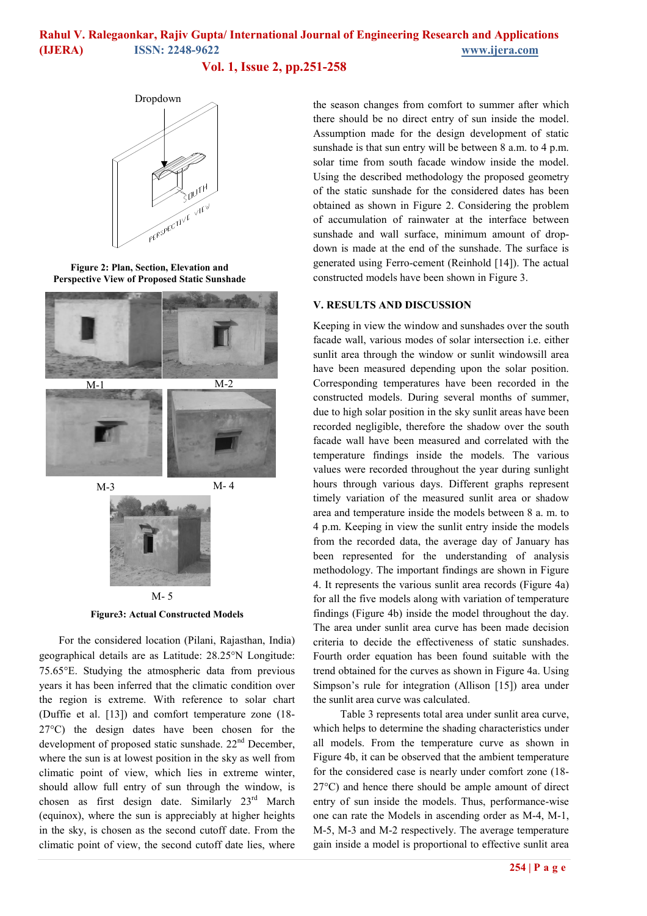Figure 2: Plan, Section, Elevation and Perspective View of Proposed Static Sunshade

Figure3: Actual Constructed Models

For the considered location (Pilani, Rajasthan, India) geographical details are as Latitude: 28.25°N Longitude: 75.65°E. Studying the atmospheric data from previous years it has been inferred that the climatic condition over the region is extreme. With reference to solar chart (Duffie et al. [13]) and comfort temperature zone (18-27°C) the design dates have been chosen for the development of proposed static sunshade. 22[nd] December, where the sun is at lowest position in the sky as well from climatic point of view, which lies in extreme winter, should allow full entry of sun through the window, is chosen as first design date. Similarly 23[rd] March (equinox), where the sun is appreciably at higher heights in the sky, is chosen as the second cutoff date. From the climatic point of view, the second cutoff date lies, where the season changes from comfort to summer after which there should be no direct entry of sun inside the model. Assumption made for the design development of static sunshade is that sun entry will be between 8 a.m. to 4 p.m. solar time from south facade window inside the model. Using the described methodology the proposed geometry of the static sunshade for the considered dates has been obtained as shown in Figure 2. Considering the problem of accumulation of rainwater at the interface between sunshade and wall surface, minimum amount of drop-down is made at the end of the sunshade. The surface is generated using Ferro-cement (Reinhold [14]). The actual constructed models have been shown in Figure 3.

## V. RESULTS AND DISCUSSION

Keeping in view the window and sunshades over the south facade wall, various modes of solar intersection i.e. either sunlit area through the window or sunlit windowsill area have been measured depending upon the solar position. Corresponding temperatures have been recorded in the constructed models. During several months of summer, due to high solar position in the sky sunlit areas have been recorded negligible, therefore the shadow over the south facade wall have been measured and correlated with the temperature findings inside the models. The various values were recorded throughout the year during sunlight hours through various days. Different graphs represent timely variation of the measured sunlit area or shadow area and temperature inside the models between 8 a. m. to 4 p.m. Keeping in view the sunlit entry inside the models from the recorded data, the average day of January has been represented for the understanding of analysis methodology. The important findings are shown in Figure 4. It represents the various sunlit area records (Figure 4a) for all the five models along with variation of temperature findings (Figure 4b) inside the model throughout the day. The area under sunlit area curve has been made decision criteria to decide the effectiveness of static sunshades. Fourth order equation has been found suitable with the trend obtained for the curves as shown in Figure 4a. Using Simpson's rule for integration (Allison [15]) area under the sunlit area curve was calculated.

Table 3 represents total area under sunlit area curve, which helps to determine the shading characteristics under all models. From the temperature curve as shown in Figure 4b, it can be observed that the ambient temperature for the considered case is nearly under comfort zone (18-27°C) and hence there should be ample amount of direct entry of sun inside the models. Thus, performance-wise one can rate the Models in ascending order as M-4, M-1, M-5, M-3 and M-2 respectively. The average temperature gain inside a model is proportional to effective sunlit area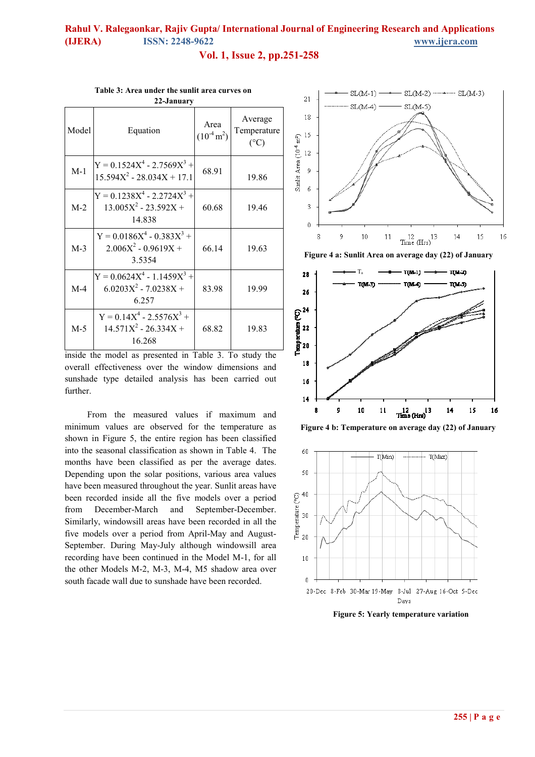**Table 3: Area under the sunlit area curves on 22-January**

| Model | Equation | Area ($10^{-4}$ m$^2$) | Average Temperature (°C) |
|---|---|---|---|
| M-1 | $Y = 0.1524X^4 - 2.7569X^3 + 15.594X^2 - 28.034X + 17.1$ | 68.91 | 19.86 |
| M-2 | $Y = 0.1238X^4 - 2.2724X^3 + 13.005X^2 - 23.592X + 14.838$ | 60.68 | 19.46 |
| M-3 | $Y = 0.0186X^4 - 0.383X^3 + 2.006X^2 - 0.9619X + 3.5354$ | 66.14 | 19.63 |
| M-4 | $Y = 0.0624X^4 - 1.1459X^3 + 6.0203X^2 - 7.0238X + 6.257$ | 83.98 | 19.99 |
| M-5 | $Y = 0.14X^4 - 2.5576X^3 + 14.571X^2 - 26.334X + 16.268$ | 68.82 | 19.83 |

inside the model as presented in Table 3. To study the overall effectiveness over the window dimensions and sunshade type detailed analysis has been carried out further.

From the measured values if maximum and minimum values are observed for the temperature as shown in Figure 5, the entire region has been classified into the seasonal classification as shown in Table 4. The months have been classified as per the average dates. Depending upon the solar positions, various area values have been measured throughout the year. Sunlit areas have been recorded inside all the five models over a period from December-March and September-December. Similarly, windowsill areas have been recorded in all the five models over a period from April-May and August-September. During May-July although windowsill area recording have been continued in the Model M-1, for all the other Models M-2, M-3, M-4, M5 shadow area over south facade wall due to sunshade have been recorded.

**Figure 4 a: Sunlit Area on average day (22) of January**

**Figure 4 b: Temperature on average day (22) of January**

**Figure 5: Yearly temperature variation**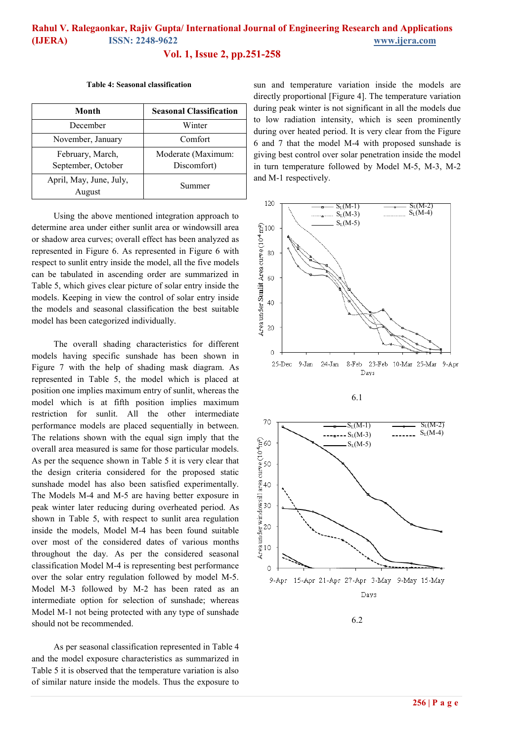**Table 4: Seasonal classification**

| Month | Seasonal Classification |
|---|---|
| December | Winter |
| November, January | Comfort |
| February, March, September, October | Moderate (Maximum: Discomfort) |
| April, May, June, July, August | Summer |

Using the above mentioned integration approach to determine area under either sunlit area or windowsill area or shadow area curves; overall effect has been analyzed as represented in Figure 6. As represented in Figure 6 with respect to sunlit entry inside the model, all the five models can be tabulated in ascending order are summarized in Table 5, which gives clear picture of solar entry inside the models. Keeping in view the control of solar entry inside the models and seasonal classification the best suitable model has been categorized individually.

The overall shading characteristics for different models having specific sunshade has been shown in Figure 7 with the help of shading mask diagram. As represented in Table 5, the model which is placed at position one implies maximum entry of sunlit, whereas the model which is at fifth position implies maximum restriction for sunlit. All the other intermediate performance models are placed sequentially in between. The relations shown with the equal sign imply that the overall area measured is same for those particular models. As per the sequence shown in Table 5 it is very clear that the design criteria considered for the proposed static sunshade model has also been satisfied experimentally. The Models M-4 and M-5 are having better exposure in peak winter later reducing during overheated period. As shown in Table 5, with respect to sunlit area regulation inside the models, Model M-4 has been found suitable over most of the considered dates of various months throughout the day. As per the considered seasonal classification Model M-4 is representing best performance over the solar entry regulation followed by model M-5. Model M-3 followed by M-2 has been rated as an intermediate option for selection of sunshade; whereas Model M-1 not being protected with any type of sunshade should not be recommended.

As per seasonal classification represented in Table 4 and the model exposure characteristics as summarized in Table 5 it is observed that the temperature variation is also of similar nature inside the models. Thus the exposure to sun and temperature variation inside the models are directly proportional [Figure 4]. The temperature variation during peak winter is not significant in all the models due to low radiation intensity, which is seen prominently during over heated period. It is very clear from the Figure 6 and 7 that the model M-4 with proposed sunshade is giving best control over solar penetration inside the model in turn temperature followed by Model M-5, M-3, M-2 and M-1 respectively.

6.1

6.2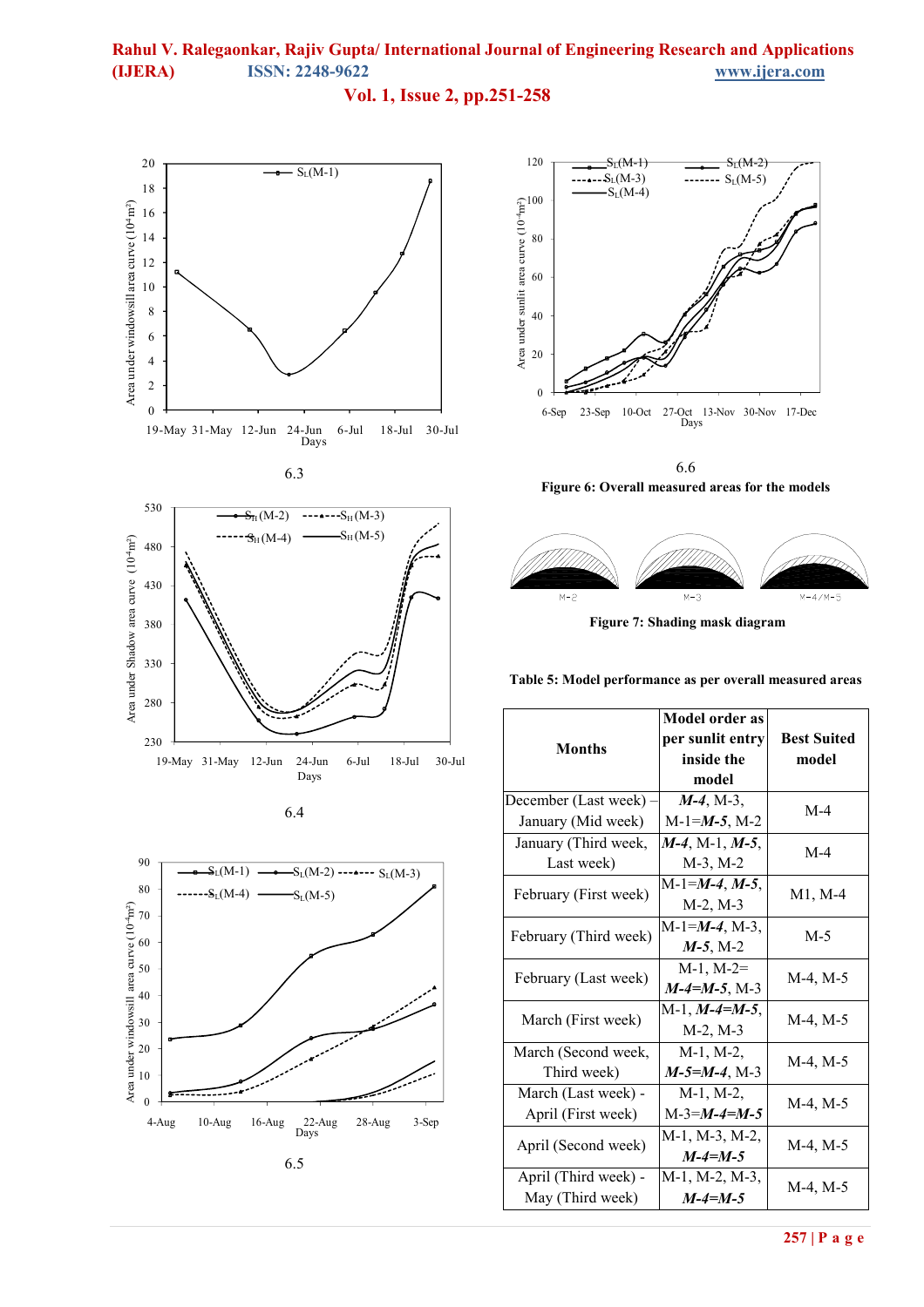6.3

6.4

6.5

6.6

**Figure 6: Overall measured areas for the models**

**Figure 7: Shading mask diagram**

**Table 5: Model performance as per overall measured areas**

| Months | Model order as per sunlit entry inside the model | Best Suited model |
|---|---|---|
| December (Last week) – January (Mid week) | ***M-4***, M-3, M-1=***M-5***, M-2 | M-4 |
| January (Third week, Last week) | ***M-4***, M-1, ***M-5***, M-3, M-2 | M-4 |
| February (First week) | M-1=***M-4***, ***M-5***, M-2, M-3 | M1, M-4 |
| February (Third week) | M-1=***M-4***, M-3, ***M-5***, M-2 | M-5 |
| February (Last week) | M-1, M-2= ***M-4=M-5***, M-3 | M-4, M-5 |
| March (First week) | M-1, ***M-4=M-5***, M-2, M-3 | M-4, M-5 |
| March (Second week, Third week) | M-1, M-2, ***M-5=M-4***, M-3 | M-4, M-5 |
| March (Last week) - April (First week) | M-1, M-2, M-3=***M-4=M-5*** | M-4, M-5 |
| April (Second week) | M-1, M-3, M-2, ***M-4=M-5*** | M-4, M-5 |
| April (Third week) - May (Third week) | M-1, M-2, M-3, ***M-4=M-5*** | M-4, M-5 |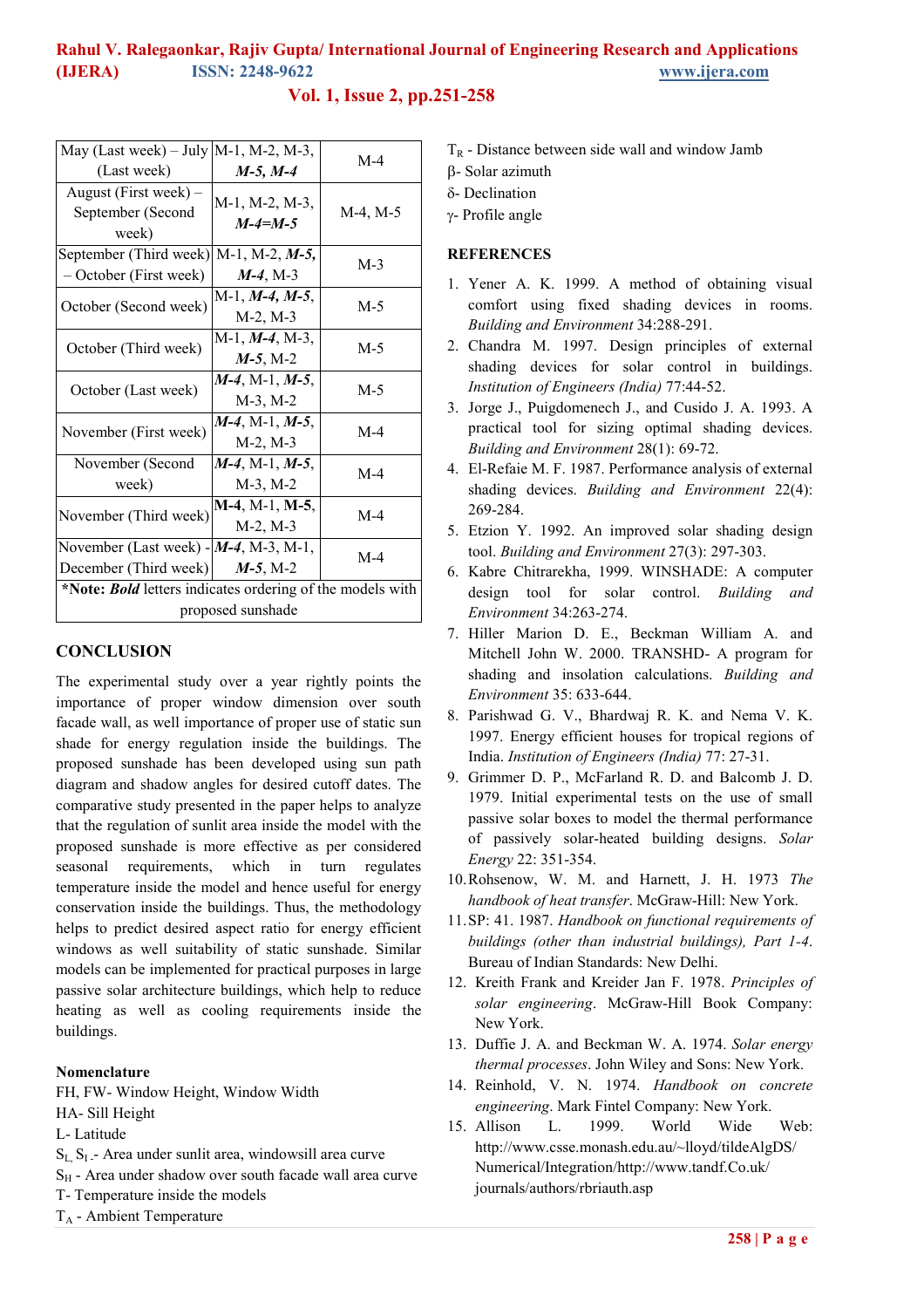| | | |
|---|---|---|
| May (Last week) – July (Last week) | M-1, M-2, M-3, ***M-5, M-4*** | M-4 |
| August (First week) – September (Second week) | M-1, M-2, M-3, ***M-4=M-5*** | M-4, M-5 |
| September (Third week) – October (First week) | M-1, M-2, ***M-5, M-4***, M-3 | M-3 |
| October (Second week) | M-1, ***M-4, M-5***, M-2, M-3 | M-5 |
| October (Third week) | M-1, ***M-4***, M-3, ***M-5***, M-2 | M-5 |
| October (Last week) | ***M-4***, M-1, ***M-5***, M-3, M-2 | M-5 |
| November (First week) | ***M-4***, M-1, ***M-5***, M-2, M-3 | M-4 |
| November (Second week) | ***M-4***, M-1, ***M-5***, M-3, M-2 | M-4 |
| November (Third week) | **M-4**, M-1, **M-5**, M-2, M-3 | M-4 |
| November (Last week) - December (Third week) | ***M-4***, M-3, M-1, ***M-5***, M-2 | M-4 |

*Note: ***Bold*** letters indicates ordering of the models with proposed sunshade

## CONCLUSION

The experimental study over a year rightly points the importance of proper window dimension over south facade wall, as well importance of proper use of static sun shade for energy regulation inside the buildings. The proposed sunshade has been developed using sun path diagram and shadow angles for desired cutoff dates. The comparative study presented in the paper helps to analyze that the regulation of sunlit area inside the model with the proposed sunshade is more effective as per considered seasonal requirements, which in turn regulates temperature inside the model and hence useful for energy conservation inside the buildings. Thus, the methodology helps to predict desired aspect ratio for energy efficient windows as well suitability of static sunshade. Similar models can be implemented for practical purposes in large passive solar architecture buildings, which help to reduce heating as well as cooling requirements inside the buildings.

### Nomenclature

FH, FW- Window Height, Window Width
HA- Sill Height
L- Latitude
$S_L$, $S_I$ - Area under sunlit area, windowsill area curve
$S_H$ - Area under shadow over south facade wall area curve
T- Temperature inside the models
$T_A$ - Ambient Temperature
$T_R$ - Distance between side wall and window Jamb
β- Solar azimuth
δ- Declination
γ- Profile angle

## REFERENCES

1. Yener A. K. 1999. A method of obtaining visual comfort using fixed shading devices in rooms. *Building and Environment* 34:288-291.
2. Chandra M. 1997. Design principles of external shading devices for solar control in buildings. *Institution of Engineers (India)* 77:44-52.
3. Jorge J., Puigdomenech J., and Cusido J. A. 1993. A practical tool for sizing optimal shading devices. *Building and Environment* 28(1): 69-72.
4. El-Refaie M. F. 1987. Performance analysis of external shading devices. *Building and Environment* 22(4): 269-284.
5. Etzion Y. 1992. An improved solar shading design tool. *Building and Environment* 27(3): 297-303.
6. Kabre Chitrarekha, 1999. WINSHADE: A computer design tool for solar control. *Building and Environment* 34:263-274.
7. Hiller Marion D. E., Beckman William A. and Mitchell John W. 2000. TRANSHD- A program for shading and insolation calculations. *Building and Environment* 35: 633-644.
8. Parishwad G. V., Bhardwaj R. K. and Nema V. K. 1997. Energy efficient houses for tropical regions of India. *Institution of Engineers (India)* 77: 27-31.
9. Grimmer D. P., McFarland R. D. and Balcomb J. D. 1979. Initial experimental tests on the use of small passive solar boxes to model the thermal performance of passively solar-heated building designs. *Solar Energy* 22: 351-354.
10. Rohsenow, W. M. and Harnett, J. H. 1973 *The handbook of heat transfer*. McGraw-Hill: New York.
11. SP: 41. 1987. *Handbook on functional requirements of buildings (other than industrial buildings), Part 1-4*. Bureau of Indian Standards: New Delhi.
12. Kreith Frank and Kreider Jan F. 1978. *Principles of solar engineering*. McGraw-Hill Book Company: New York.
13. Duffie J. A. and Beckman W. A. 1974. *Solar energy thermal processes*. John Wiley and Sons: New York.
14. Reinhold, V. N. 1974. *Handbook on concrete engineering*. Mark Fintel Company: New York.
15. Allison L. 1999. World Wide Web: http://www.csse.monash.edu.au/~lloyd/tildeAlgDS/Numerical/Integration/http://www.tandf.Co.uk/journals/authors/rbriauth.asp